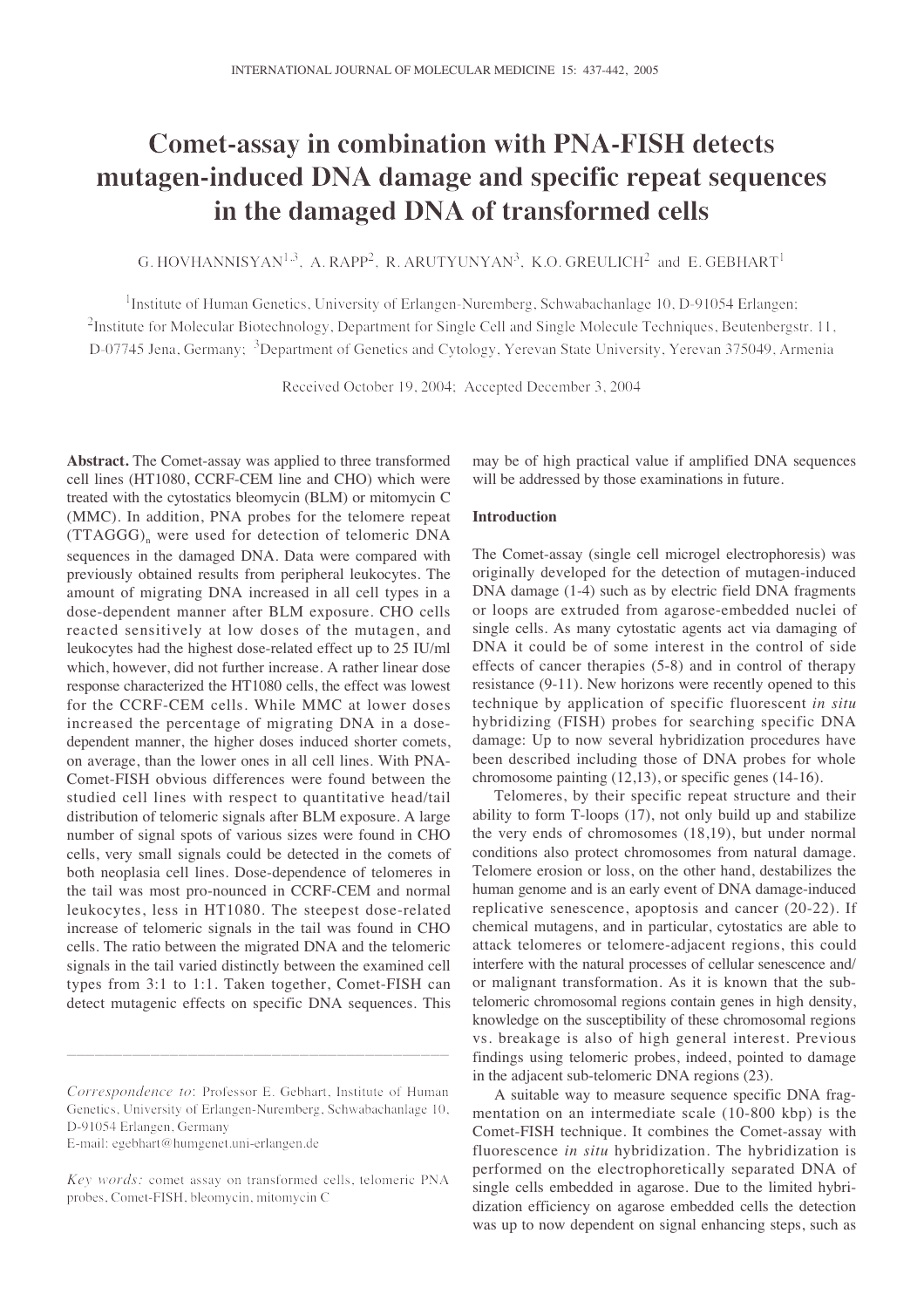# Comet-assay in combination with PNA-FISH detects mutagen-induced DNA damage and specific repeat sequences in the damaged DNA of transformed cells

G. HOVHANNISYAN[1,3], A. RAPP[2], R. ARUTYUNYAN[3], K.O. GREULICH[2] and E. GEBHART[1]

[1]Institute of Human Genetics, University of Erlangen-Nuremberg, Schwabachanlage 10, D-91054 Erlangen; [2]Institute for Molecular Biotechnology, Department for Single Cell and Single Molecule Techniques, Beutenbergstr. 11, D-07745 Jena, Germany; [3]Department of Genetics and Cytology, Yerevan State University, Yerevan 375049, Armenia

Received October 19, 2004; Accepted December 3, 2004

**Abstract.** The Comet-assay was applied to three transformed cell lines (HT1080, CCRF-CEM line and CHO) which were treated with the cytostatics bleomycin (BLM) or mitomycin C (MMC). In addition, PNA probes for the telomere repeat $(TTAGGG)_n$ were used for detection of telomeric DNA sequences in the damaged DNA. Data were compared with previously obtained results from peripheral leukocytes. The amount of migrating DNA increased in all cell types in a dose-dependent manner after BLM exposure. CHO cells reacted sensitively at low doses of the mutagen, and leukocytes had the highest dose-related effect up to 25 IU/ml which, however, did not further increase. A rather linear dose response characterized the HT1080 cells, the effect was lowest for the CCRF-CEM cells. While MMC at lower doses increased the percentage of migrating DNA in a dose-dependent manner, the higher doses induced shorter comets, on average, than the lower ones in all cell lines. With PNA-Comet-FISH obvious differences were found between the studied cell lines with respect to quantitative head/tail distribution of telomeric signals after BLM exposure. A large number of signal spots of various sizes were found in CHO cells, very small signals could be detected in the comets of both neoplasia cell lines. Dose-dependence of telomeres in the tail was most pro-nounced in CCRF-CEM and normal leukocytes, less in HT1080. The steepest dose-related increase of telomeric signals in the tail was found in CHO cells. The ratio between the migrated DNA and the telomeric signals in the tail varied distinctly between the examined cell types from 3:1 to 1:1. Taken together, Comet-FISH can detect mutagenic effects on specific DNA sequences. This may be of high practical value if amplified DNA sequences will be addressed by those examinations in future.

*Correspondence to*: Professor E. Gebhart, Institute of Human Genetics, University of Erlangen-Nuremberg, Schwabachanlage 10, D-91054 Erlangen, Germany
E-mail: egebhart@humgenet.uni-erlangen.de

*Key words:* comet assay on transformed cells, telomeric PNA probes, Comet-FISH, bleomycin, mitomycin C

## Introduction

The Comet-assay (single cell microgel electrophoresis) was originally developed for the detection of mutagen-induced DNA damage (1-4) such as by electric field DNA fragments or loops are extruded from agarose-embedded nuclei of single cells. As many cytostatic agents act via damaging of DNA it could be of some interest in the control of side effects of cancer therapies (5-8) and in control of therapy resistance (9-11). New horizons were recently opened to this technique by application of specific fluorescent *in situ* hybridizing (FISH) probes for searching specific DNA damage: Up to now several hybridization procedures have been described including those of DNA probes for whole chromosome painting (12,13), or specific genes (14-16).

Telomeres, by their specific repeat structure and their ability to form T-loops (17), not only build up and stabilize the very ends of chromosomes (18,19), but under normal conditions also protect chromosomes from natural damage. Telomere erosion or loss, on the other hand, destabilizes the human genome and is an early event of DNA damage-induced replicative senescence, apoptosis and cancer (20-22). If chemical mutagens, and in particular, cytostatics are able to attack telomeres or telomere-adjacent regions, this could interfere with the natural processes of cellular senescence and/or malignant transformation. As it is known that the sub-telomeric chromosomal regions contain genes in high density, knowledge on the susceptibility of these chromosomal regions vs. breakage is also of high general interest. Previous findings using telomeric probes, indeed, pointed to damage in the adjacent sub-telomeric DNA regions (23).

A suitable way to measure sequence specific DNA fragmentation on an intermediate scale (10-800 kbp) is the Comet-FISH technique. It combines the Comet-assay with fluorescence *in situ* hybridization. The hybridization is performed on the electrophoretically separated DNA of single cells embedded in agarose. Due to the limited hybridization efficiency on agarose embedded cells the detection was up to now dependent on signal enhancing steps, such as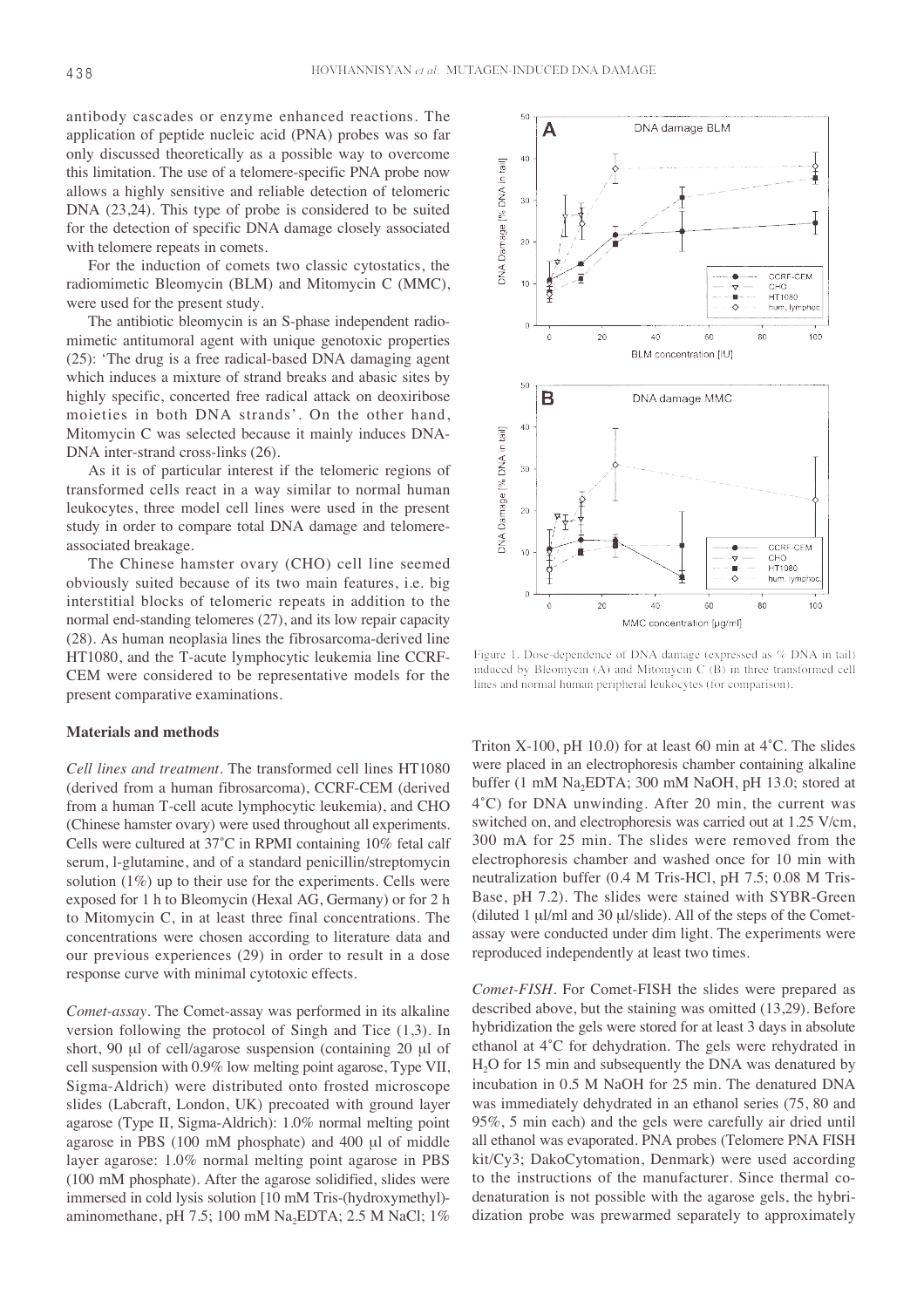antibody cascades or enzyme enhanced reactions. The application of peptide nucleic acid (PNA) probes was so far only discussed theoretically as a possible way to overcome this limitation. The use of a telomere-specific PNA probe now allows a highly sensitive and reliable detection of telomeric DNA (23,24). This type of probe is considered to be suited for the detection of specific DNA damage closely associated with telomere repeats in comets.

For the induction of comets two classic cytostatics, the radiomimetic Bleomycin (BLM) and Mitomycin C (MMC), were used for the present study.

The antibiotic bleomycin is an S-phase independent radiomimetic antitumoral agent with unique genotoxic properties (25): 'The drug is a free radical-based DNA damaging agent which induces a mixture of strand breaks and abasic sites by highly specific, concerted free radical attack on deoxiribose moieties in both DNA strands'. On the other hand, Mitomycin C was selected because it mainly induces DNA-DNA inter-strand cross-links (26).

As it is of particular interest if the telomeric regions of transformed cells react in a way similar to normal human leukocytes, three model cell lines were used in the present study in order to compare total DNA damage and telomere-associated breakage.

The Chinese hamster ovary (CHO) cell line seemed obviously suited because of its two main features, i.e. big interstitial blocks of telomeric repeats in addition to the normal end-standing telomeres (27), and its low repair capacity (28). As human neoplasia lines the fibrosarcoma-derived line HT1080, and the T-acute lymphocytic leukemia line CCRF-CEM were considered to be representative models for the present comparative examinations.

Figure 1. Dose-dependence of DNA damage (expressed as % DNA in tail) induced by Bleomycin (A) and Mitomycin C (B) in three transformed cell lines and normal human peripheral leukocytes (for comparison).

## Materials and methods

*Cell lines and treatment.* The transformed cell lines HT1080 (derived from a human fibrosarcoma), CCRF-CEM (derived from a human T-cell acute lymphocytic leukemia), and CHO (Chinese hamster ovary) were used throughout all experiments. Cells were cultured at 37˚C in RPMI containing 10% fetal calf serum, l-glutamine, and of a standard penicillin/streptomycin solution (1%) up to their use for the experiments. Cells were exposed for 1 h to Bleomycin (Hexal AG, Germany) or for 2 h to Mitomycin C, in at least three final concentrations. The concentrations were chosen according to literature data and our previous experiences (29) in order to result in a dose response curve with minimal cytotoxic effects.

*Comet-assay.* The Comet-assay was performed in its alkaline version following the protocol of Singh and Tice (1,3). In short, 90 µl of cell/agarose suspension (containing 20 µl of cell suspension with 0.9% low melting point agarose, Type VII, Sigma-Aldrich) were distributed onto frosted microscope slides (Labcraft, London, UK) precoated with ground layer agarose (Type II, Sigma-Aldrich): 1.0% normal melting point agarose in PBS (100 mM phosphate) and 400 µl of middle layer agarose: 1.0% normal melting point agarose in PBS (100 mM phosphate). After the agarose solidified, slides were immersed in cold lysis solution [10 mM Tris-(hydroxymethyl)-aminomethane, pH 7.5; 100 mM $Na_2EDTA$; 2.5 M NaCl; 1% Triton X-100, pH 10.0) for at least 60 min at 4˚C. The slides were placed in an electrophoresis chamber containing alkaline buffer (1 mM $Na_2EDTA$; 300 mM NaOH, pH 13.0; stored at 4˚C) for DNA unwinding. After 20 min, the current was switched on, and electrophoresis was carried out at 1.25 V/cm, 300 mA for 25 min. The slides were removed from the electrophoresis chamber and washed once for 10 min with neutralization buffer (0.4 M Tris-HCl, pH 7.5; 0.08 M Tris-Base, pH 7.2). The slides were stained with SYBR-Green (diluted 1 µl/ml and 30 µl/slide). All of the steps of the Comet-assay were conducted under dim light. The experiments were reproduced independently at least two times.

*Comet-FISH.* For Comet-FISH the slides were prepared as described above, but the staining was omitted (13,29). Before hybridization the gels were stored for at least 3 days in absolute ethanol at 4˚C for dehydration. The gels were rehydrated in $H_2O$ for 15 min and subsequently the DNA was denatured by incubation in 0.5 M NaOH for 25 min. The denatured DNA was immediately dehydrated in an ethanol series (75, 80 and 95%, 5 min each) and the gels were carefully air dried until all ethanol was evaporated. PNA probes (Telomere PNA FISH kit/Cy3; DakoCytomation, Denmark) were used according to the instructions of the manufacturer. Since thermal co-denaturation is not possible with the agarose gels, the hybridization probe was prewarmed separately to approximately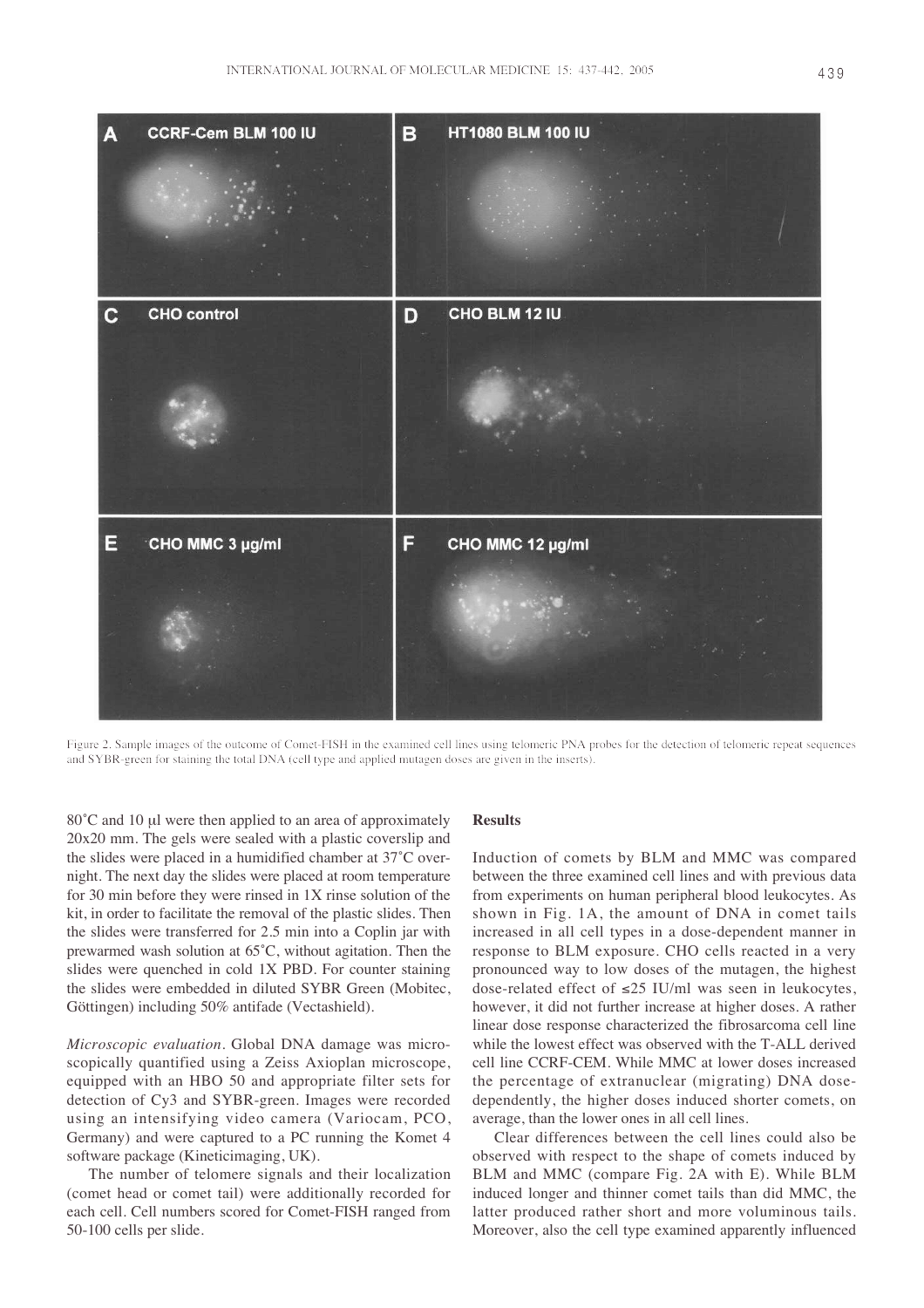Figure 2. Sample images of the outcome of Comet-FISH in the examined cell lines using telomeric PNA probes for the detection of telomeric repeat sequences and SYBR-green for staining the total DNA (cell type and applied mutagen doses are given in the inserts).

80˚C and 10 μl were then applied to an area of approximately 20x20 mm. The gels were sealed with a plastic coverslip and the slides were placed in a humidified chamber at 37˚C overnight. The next day the slides were placed at room temperature for 30 min before they were rinsed in 1X rinse solution of the kit, in order to facilitate the removal of the plastic slides. Then the slides were transferred for 2.5 min into a Coplin jar with prewarmed wash solution at 65˚C, without agitation. Then the slides were quenched in cold 1X PBD. For counter staining the slides were embedded in diluted SYBR Green (Mobitec, Göttingen) including 50% antifade (Vectashield).

*Microscopic evaluation*. Global DNA damage was microscopically quantified using a Zeiss Axioplan microscope, equipped with an HBO 50 and appropriate filter sets for detection of Cy3 and SYBR-green. Images were recorded using an intensifying video camera (Variocam, PCO, Germany) and were captured to a PC running the Komet 4 software package (Kineticimaging, UK).

The number of telomere signals and their localization (comet head or comet tail) were additionally recorded for each cell. Cell numbers scored for Comet-FISH ranged from 50-100 cells per slide.

## Results

Induction of comets by BLM and MMC was compared between the three examined cell lines and with previous data from experiments on human peripheral blood leukocytes. As shown in Fig. 1A, the amount of DNA in comet tails increased in all cell types in a dose-dependent manner in response to BLM exposure. CHO cells reacted in a very pronounced way to low doses of the mutagen, the highest dose-related effect of ≤25 IU/ml was seen in leukocytes, however, it did not further increase at higher doses. A rather linear dose response characterized the fibrosarcoma cell line while the lowest effect was observed with the T-ALL derived cell line CCRF-CEM. While MMC at lower doses increased the percentage of extranuclear (migrating) DNA dose-dependently, the higher doses induced shorter comets, on average, than the lower ones in all cell lines.

Clear differences between the cell lines could also be observed with respect to the shape of comets induced by BLM and MMC (compare Fig. 2A with E). While BLM induced longer and thinner comet tails than did MMC, the latter produced rather short and more voluminous tails. Moreover, also the cell type examined apparently influenced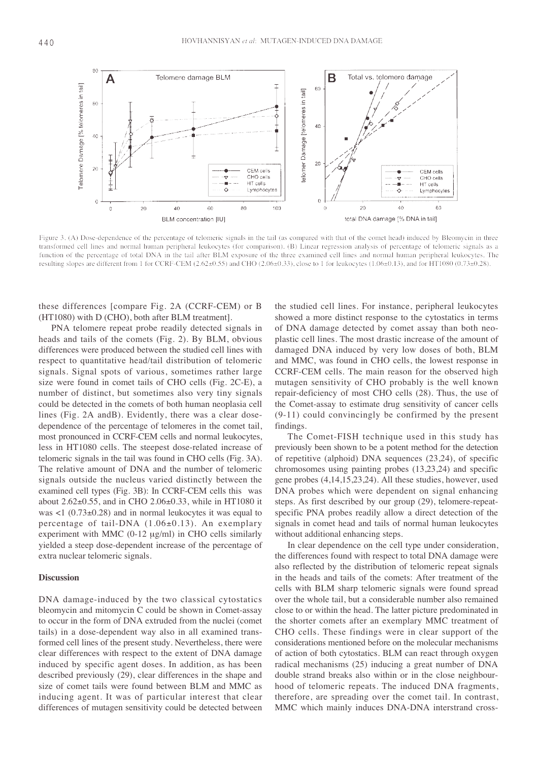Figure 3. (A) Dose-dependence of the percentage of telomeric signals in the tail (as compared with that of the comet head) induced by Bleomycin in three transformed cell lines and normal human peripheral leukocytes (for comparison). (B) Linear regression analysis of percentage of telomeric signals as a function of the percentage of total DNA in the tail after BLM exposure of the three examined cell lines and normal human peripheral leukocytes. The resulting slopes are different from 1 for CCRF-CEM (2.62±0.55) and CHO (2.06±0.33), close to 1 for leukocytes (1.06±0.13), and for HT1080 (0.73±0.28).

these differences [compare Fig. 2A (CCRF-CEM) or B (HT1080) with D (CHO), both after BLM treatment].

PNA telomere repeat probe readily detected signals in heads and tails of the comets (Fig. 2). By BLM, obvious differences were produced between the studied cell lines with respect to quantitative head/tail distribution of telomeric signals. Signal spots of various, sometimes rather large size were found in comet tails of CHO cells (Fig. 2C-E), a number of distinct, but sometimes also very tiny signals could be detected in the comets of both human neoplasia cell lines (Fig. 2A andB). Evidently, there was a clear dose-dependence of the percentage of telomeres in the comet tail, most pronounced in CCRF-CEM cells and normal leukocytes, less in HT1080 cells. The steepest dose-related increase of telomeric signals in the tail was found in CHO cells (Fig. 3A). The relative amount of DNA and the number of telomeric signals outside the nucleus varied distinctly between the examined cell types (Fig. 3B): In CCRF-CEM cells this was about 2.62±0.55, and in CHO 2.06±0.33, while in HT1080 it was <1 (0.73±0.28) and in normal leukocytes it was equal to percentage of tail-DNA (1.06±0.13). An exemplary experiment with MMC (0-12 μg/ml) in CHO cells similarly yielded a steep dose-dependent increase of the percentage of extra nuclear telomeric signals.

## Discussion

DNA damage-induced by the two classical cytostatics bleomycin and mitomycin C could be shown in Comet-assay to occur in the form of DNA extruded from the nuclei (comet tails) in a dose-dependent way also in all examined transformed cell lines of the present study. Nevertheless, there were clear differences with respect to the extent of DNA damage induced by specific agent doses. In addition, as has been described previously (29), clear differences in the shape and size of comet tails were found between BLM and MMC as inducing agent. It was of particular interest that clear differences of mutagen sensitivity could be detected between the studied cell lines. For instance, peripheral leukocytes showed a more distinct response to the cytostatics in terms of DNA damage detected by comet assay than both neoplastic cell lines. The most drastic increase of the amount of damaged DNA induced by very low doses of both, BLM and MMC, was found in CHO cells, the lowest response in CCRF-CEM cells. The main reason for the observed high mutagen sensitivity of CHO probably is the well known repair-deficiency of most CHO cells (28). Thus, the use of the Comet-assay to estimate drug sensitivity of cancer cells (9-11) could convincingly be confirmed by the present findings.

The Comet-FISH technique used in this study has previously been shown to be a potent method for the detection of repetitive (alphoid) DNA sequences (23,24), of specific chromosomes using painting probes (13,23,24) and specific gene probes (4,14,15,23,24). All these studies, however, used DNA probes which were dependent on signal enhancing steps. As first described by our group (29), telomere-repeat-specific PNA probes readily allow a direct detection of the signals in comet head and tails of normal human leukocytes without additional enhancing steps.

In clear dependence on the cell type under consideration, the differences found with respect to total DNA damage were also reflected by the distribution of telomeric repeat signals in the heads and tails of the comets: After treatment of the cells with BLM sharp telomeric signals were found spread over the whole tail, but a considerable number also remained close to or within the head. The latter picture predominated in the shorter comets after an exemplary MMC treatment of CHO cells. These findings were in clear support of the considerations mentioned before on the molecular mechanisms of action of both cytostatics. BLM can react through oxygen radical mechanisms (25) inducing a great number of DNA double strand breaks also within or in the close neighbourhood of telomeric repeats. The induced DNA fragments, therefore, are spreading over the comet tail. In contrast, MMC which mainly induces DNA-DNA interstrand cross-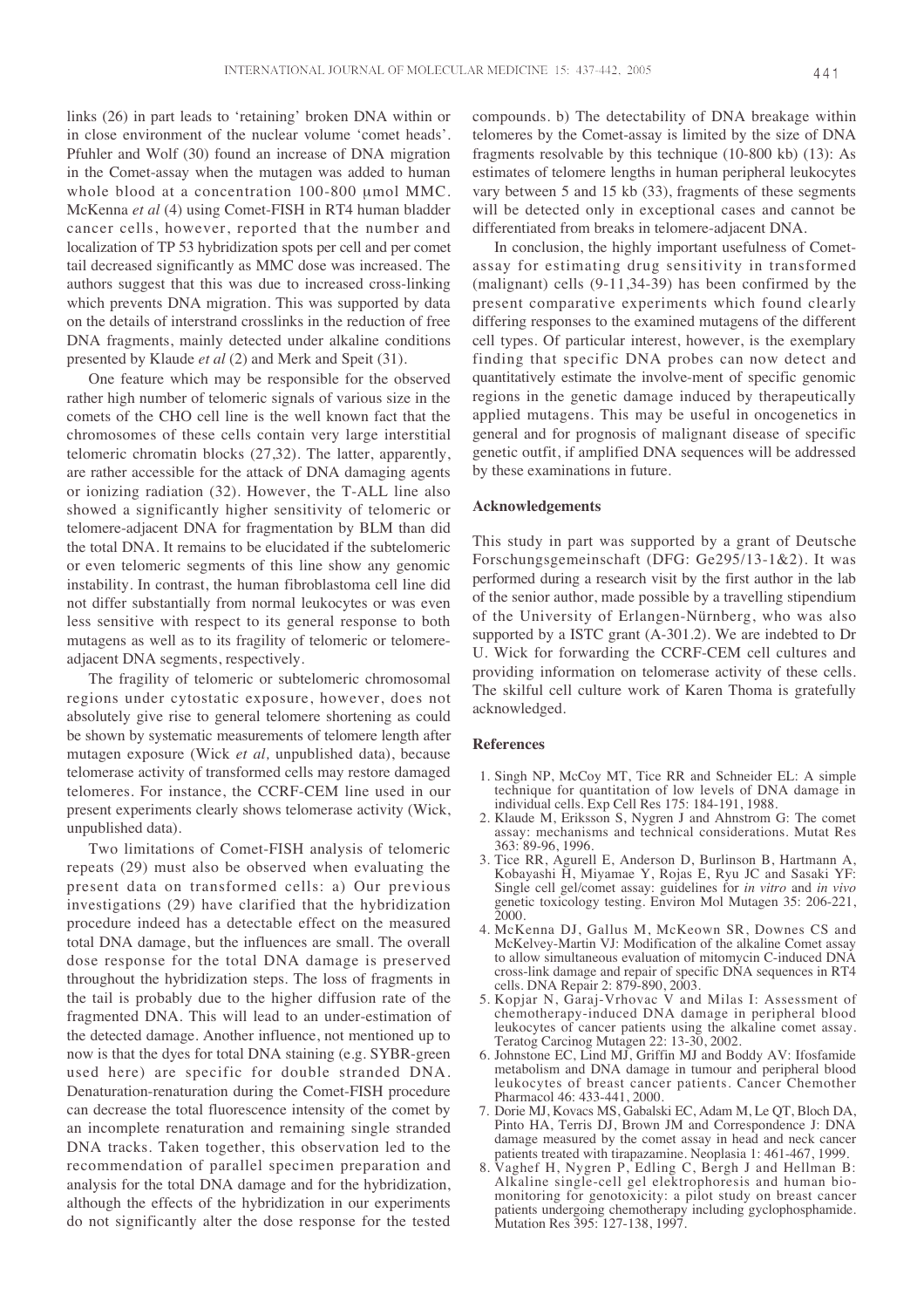links (26) in part leads to 'retaining' broken DNA within or in close environment of the nuclear volume 'comet heads'. Pfuhler and Wolf (30) found an increase of DNA migration in the Comet-assay when the mutagen was added to human whole blood at a concentration 100-800 µmol MMC. McKenna *et al* (4) using Comet-FISH in RT4 human bladder cancer cells, however, reported that the number and localization of TP 53 hybridization spots per cell and per comet tail decreased significantly as MMC dose was increased. The authors suggest that this was due to increased cross-linking which prevents DNA migration. This was supported by data on the details of interstrand crosslinks in the reduction of free DNA fragments, mainly detected under alkaline conditions presented by Klaude *et al* (2) and Merk and Speit (31).

One feature which may be responsible for the observed rather high number of telomeric signals of various size in the comets of the CHO cell line is the well known fact that the chromosomes of these cells contain very large interstitial telomeric chromatin blocks (27,32). The latter, apparently, are rather accessible for the attack of DNA damaging agents or ionizing radiation (32). However, the T-ALL line also showed a significantly higher sensitivity of telomeric or telomere-adjacent DNA for fragmentation by BLM than did the total DNA. It remains to be elucidated if the subtelomeric or even telomeric segments of this line show any genomic instability. In contrast, the human fibroblastoma cell line did not differ substantially from normal leukocytes or was even less sensitive with respect to its general response to both mutagens as well as to its fragility of telomeric or telomere-adjacent DNA segments, respectively.

The fragility of telomeric or subtelomeric chromosomal regions under cytostatic exposure, however, does not absolutely give rise to general telomere shortening as could be shown by systematic measurements of telomere length after mutagen exposure (Wick *et al,* unpublished data), because telomerase activity of transformed cells may restore damaged telomeres. For instance, the CCRF-CEM line used in our present experiments clearly shows telomerase activity (Wick, unpublished data).

Two limitations of Comet-FISH analysis of telomeric repeats (29) must also be observed when evaluating the present data on transformed cells: a) Our previous investigations (29) have clarified that the hybridization procedure indeed has a detectable effect on the measured total DNA damage, but the influences are small. The overall dose response for the total DNA damage is preserved throughout the hybridization steps. The loss of fragments in the tail is probably due to the higher diffusion rate of the fragmented DNA. This will lead to an under-estimation of the detected damage. Another influence, not mentioned up to now is that the dyes for total DNA staining (e.g. SYBR-green used here) are specific for double stranded DNA. Denaturation-renaturation during the Comet-FISH procedure can decrease the total fluorescence intensity of the comet by an incomplete renaturation and remaining single stranded DNA tracks. Taken together, this observation led to the recommendation of parallel specimen preparation and analysis for the total DNA damage and for the hybridization, although the effects of the hybridization in our experiments do not significantly alter the dose response for the tested compounds. b) The detectability of DNA breakage within telomeres by the Comet-assay is limited by the size of DNA fragments resolvable by this technique (10-800 kb) (13): As estimates of telomere lengths in human peripheral leukocytes vary between 5 and 15 kb (33), fragments of these segments will be detected only in exceptional cases and cannot be differentiated from breaks in telomere-adjacent DNA.

In conclusion, the highly important usefulness of Comet-assay for estimating drug sensitivity in transformed (malignant) cells (9-11,34-39) has been confirmed by the present comparative experiments which found clearly differing responses to the examined mutagens of the different cell types. Of particular interest, however, is the exemplary finding that specific DNA probes can now detect and quantitatively estimate the involve-ment of specific genomic regions in the genetic damage induced by therapeutically applied mutagens. This may be useful in oncogenetics in general and for prognosis of malignant disease of specific genetic outfit, if amplified DNA sequences will be addressed by these examinations in future.

## Acknowledgements

This study in part was supported by a grant of Deutsche Forschungsgemeinschaft (DFG: Ge295/13-1&2). It was performed during a research visit by the first author in the lab of the senior author, made possible by a travelling stipendium of the University of Erlangen-Nürnberg, who was also supported by a ISTC grant (A-301.2). We are indebted to Dr U. Wick for forwarding the CCRF-CEM cell cultures and providing information on telomerase activity of these cells. The skilful cell culture work of Karen Thoma is gratefully acknowledged.

## References

1. Singh NP, McCoy MT, Tice RR and Schneider EL: A simple technique for quantitation of low levels of DNA damage in individual cells. Exp Cell Res 175: 184-191, 1988.
2. Klaude M, Eriksson S, Nygren J and Ahnstrom G: The comet assay: mechanisms and technical considerations. Mutat Res 363: 89-96, 1996.
3. Tice RR, Agurell E, Anderson D, Burlinson B, Hartmann A, Kobayashi H, Miyamae Y, Rojas E, Ryu JC and Sasaki YF: Single cell gel/comet assay: guidelines for *in vitro* and *in vivo* genetic toxicology testing. Environ Mol Mutagen 35: 206-221, 2000.
4. McKenna DJ, Gallus M, McKeown SR, Downes CS and McKelvey-Martin VJ: Modification of the alkaline Comet assay to allow simultaneous evaluation of mitomycin C-induced DNA cross-link damage and repair of specific DNA sequences in RT4 cells. DNA Repair 2: 879-890, 2003.
5. Kopjar N, Garaj-Vrhovac V and Milas I: Assessment of chemotherapy-induced DNA damage in peripheral blood leukocytes of cancer patients using the alkaline comet assay. Teratog Carcinog Mutagen 22: 13-30, 2002.
6. Johnstone EC, Lind MJ, Griffin MJ and Boddy AV: Ifosfamide metabolism and DNA damage in tumour and peripheral blood leukocytes of breast cancer patients. Cancer Chemother Pharmacol 46: 433-441, 2000.
7. Dorie MJ, Kovacs MS, Gabalski EC, Adam M, Le QT, Bloch DA, Pinto HA, Terris DJ, Brown JM and Correspondence J: DNA damage measured by the comet assay in head and neck cancer patients treated with tirapazamine. Neoplasia 1: 461-467, 1999.
8. Vaghef H, Nygren P, Edling C, Bergh J and Hellman B: Alkaline single-cell gel elektrophoresis and human biomonitoring for genotoxicity: a pilot study on breast cancer patients undergoing chemotherapy including gyclophosphamide. Mutation Res 395: 127-138, 1997.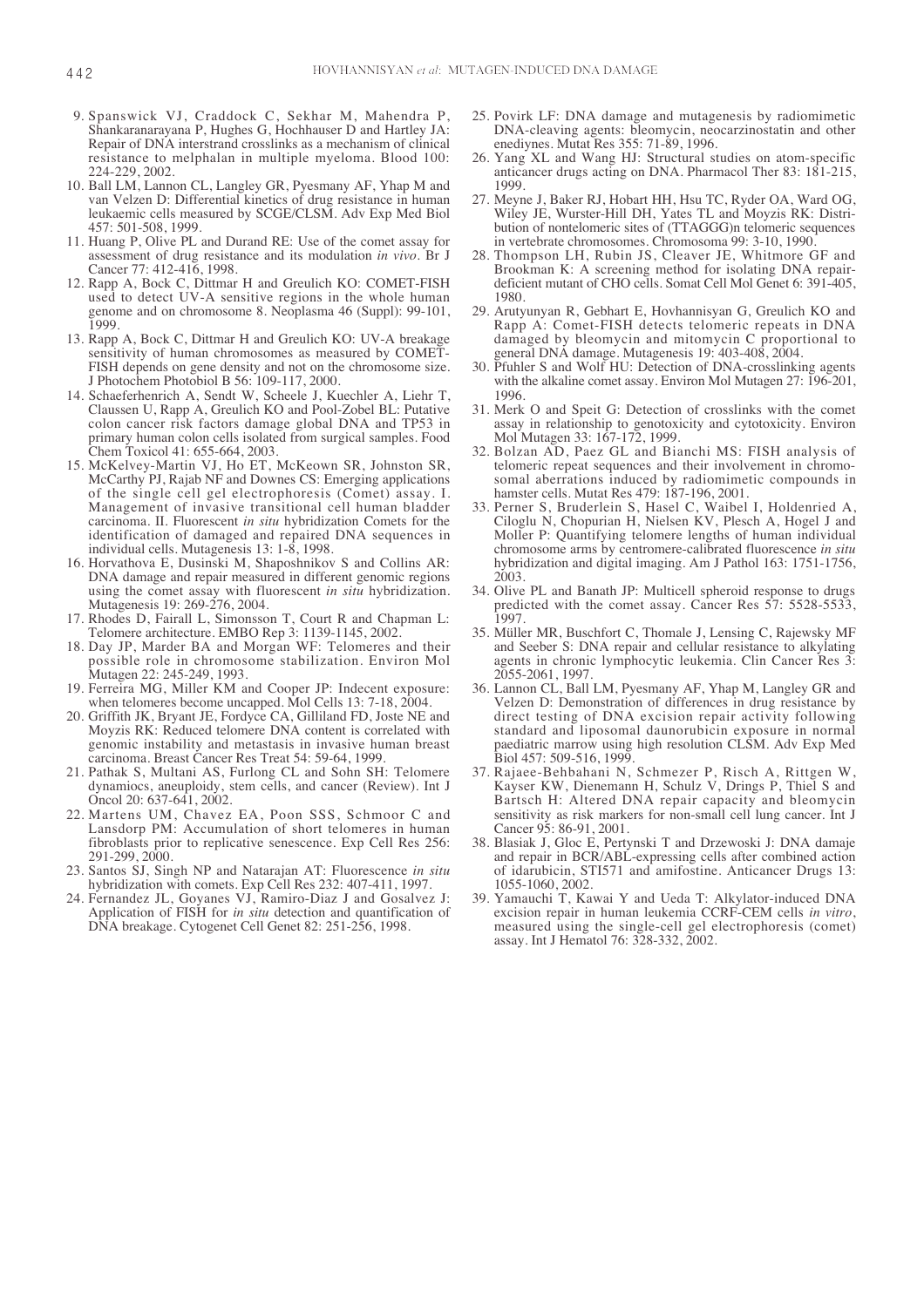9. Spanswick VJ, Craddock C, Sekhar M, Mahendra P, Shankaranarayana P, Hughes G, Hochhauser D and Hartley JA: Repair of DNA interstrand crosslinks as a mechanism of clinical resistance to melphalan in multiple myeloma. Blood 100: 224-229, 2002.
10. Ball LM, Lannon CL, Langley GR, Pyesmany AF, Yhap M and van Velzen D: Differential kinetics of drug resistance in human leukaemic cells measured by SCGE/CLSM. Adv Exp Med Biol 457: 501-508, 1999.
11. Huang P, Olive PL and Durand RE: Use of the comet assay for assessment of drug resistance and its modulation *in vivo*. Br J Cancer 77: 412-416, 1998.
12. Rapp A, Bock C, Dittmar H and Greulich KO: COMET-FISH used to detect UV-A sensitive regions in the whole human genome and on chromosome 8. Neoplasma 46 (Suppl): 99-101, 1999.
13. Rapp A, Bock C, Dittmar H and Greulich KO: UV-A breakage sensitivity of human chromosomes as measured by COMET-FISH depends on gene density and not on the chromosome size. J Photochem Photobiol B 56: 109-117, 2000.
14. Schaeferhenrich A, Sendt W, Scheele J, Kuechler A, Liehr T, Claussen U, Rapp A, Greulich KO and Pool-Zobel BL: Putative colon cancer risk factors damage global DNA and TP53 in primary human colon cells isolated from surgical samples. Food Chem Toxicol 41: 655-664, 2003.
15. McKelvey-Martin VJ, Ho ET, McKeown SR, Johnston SR, McCarthy PJ, Rajab NF and Downes CS: Emerging applications of the single cell gel electrophoresis (Comet) assay. I. Management of invasive transitional cell human bladder carcinoma. II. Fluorescent *in situ* hybridization Comets for the identification of damaged and repaired DNA sequences in individual cells. Mutagenesis 13: 1-8, 1998.
16. Horvathova E, Dusinski M, Shaposhnikov S and Collins AR: DNA damage and repair measured in different genomic regions using the comet assay with fluorescent *in situ* hybridization. Mutagenesis 19: 269-276, 2004.
17. Rhodes D, Fairall L, Simonsson T, Court R and Chapman L: Telomere architecture. EMBO Rep 3: 1139-1145, 2002.
18. Day JP, Marder BA and Morgan WF: Telomeres and their possible role in chromosome stabilization. Environ Mol Mutagen 22: 245-249, 1993.
19. Ferreira MG, Miller KM and Cooper JP: Indecent exposure: when telomeres become uncapped. Mol Cells 13: 7-18, 2004.
20. Griffith JK, Bryant JE, Fordyce CA, Gilliland FD, Joste NE and Moyzis RK: Reduced telomere DNA content is correlated with genomic instability and metastasis in invasive human breast carcinoma. Breast Cancer Res Treat 54: 59-64, 1999.
21. Pathak S, Multani AS, Furlong CL and Sohn SH: Telomere dynamiocs, aneuploidy, stem cells, and cancer (Review). Int J Oncol 20: 637-641, 2002.
22. Martens UM, Chavez EA, Poon SSS, Schmoor C and Lansdorp PM: Accumulation of short telomeres in human fibroblasts prior to replicative senescence. Exp Cell Res 256: 291-299, 2000.
23. Santos SJ, Singh NP and Natarajan AT: Fluorescence *in situ* hybridization with comets. Exp Cell Res 232: 407-411, 1997.
24. Fernandez JL, Goyanes VJ, Ramiro-Diaz J and Gosalvez J: Application of FISH for *in situ* detection and quantification of DNA breakage. Cytogenet Cell Genet 82: 251-256, 1998.
25. Povirk LF: DNA damage and mutagenesis by radiomimetic DNA-cleaving agents: bleomycin, neocarzinostatin and other enediynes. Mutat Res 355: 71-89, 1996.
26. Yang XL and Wang HJ: Structural studies on atom-specific anticancer drugs acting on DNA. Pharmacol Ther 83: 181-215, 1999.
27. Meyne J, Baker RJ, Hobart HH, Hsu TC, Ryder OA, Ward OG, Wiley JE, Wurster-Hill DH, Yates TL and Moyzis RK: Distribution of nontelomeric sites of (TTAGGG)n telomeric sequences in vertebrate chromosomes. Chromosoma 99: 3-10, 1990.
28. Thompson LH, Rubin JS, Cleaver JE, Whitmore GF and Brookman K: A screening method for isolating DNA repair-deficient mutant of CHO cells. Somat Cell Mol Genet 6: 391-405, 1980.
29. Arutyunyan R, Gebhart E, Hovhannisyan G, Greulich KO and Rapp A: Comet-FISH detects telomeric repeats in DNA damaged by bleomycin and mitomycin C proportional to general DNA damage. Mutagenesis 19: 403-408, 2004.
30. Pfuhler S and Wolf HU: Detection of DNA-crosslinking agents with the alkaline comet assay. Environ Mol Mutagen 27: 196-201, 1996.
31. Merk O and Speit G: Detection of crosslinks with the comet assay in relationship to genotoxicity and cytotoxicity. Environ Mol Mutagen 33: 167-172, 1999.
32. Bolzan AD, Paez GL and Bianchi MS: FISH analysis of telomeric repeat sequences and their involvement in chromosomal aberrations induced by radiomimetic compounds in hamster cells. Mutat Res 479: 187-196, 2001.
33. Perner S, Bruderlein S, Hasel C, Waibel I, Holdenried A, Ciloglu N, Chopurian H, Nielsen KV, Plesch A, Hogel J and Moller P: Quantifying telomere lengths of human individual chromosome arms by centromere-calibrated fluorescence *in situ* hybridization and digital imaging. Am J Pathol 163: 1751-1756, 2003.
34. Olive PL and Banath JP: Multicell spheroid response to drugs predicted with the comet assay. Cancer Res 57: 5528-5533, 1997.
35. Müller MR, Buschfort C, Thomale J, Lensing C, Rajewsky MF and Seeber S: DNA repair and cellular resistance to alkylating agents in chronic lymphocytic leukemia. Clin Cancer Res 3: 2055-2061, 1997.
36. Lannon CL, Ball LM, Pyesmany AF, Yhap M, Langley GR and Velzen D: Demonstration of differences in drug resistance by direct testing of DNA excision repair activity following standard and liposomal daunorubicin exposure in normal paediatric marrow using high resolution CLSM. Adv Exp Med Biol 457: 509-516, 1999.
37. Rajaee-Behbahani N, Schmezer P, Risch A, Rittgen W, Kayser KW, Dienemann H, Schulz V, Drings P, Thiel S and Bartsch H: Altered DNA repair capacity and bleomycin sensitivity as risk markers for non-small cell lung cancer. Int J Cancer 95: 86-91, 2001.
38. Blasiak J, Gloc E, Pertynski T and Drzewoski J: DNA damaje and repair in BCR/ABL-expressing cells after combined action of idarubicin, STI571 and amifostine. Anticancer Drugs 13: 1055-1060, 2002.
39. Yamauchi T, Kawai Y and Ueda T: Alkylator-induced DNA excision repair in human leukemia CCRF-CEM cells *in vitro*, measured using the single-cell gel electrophoresis (comet) assay. Int J Hematol 76: 328-332, 2002.